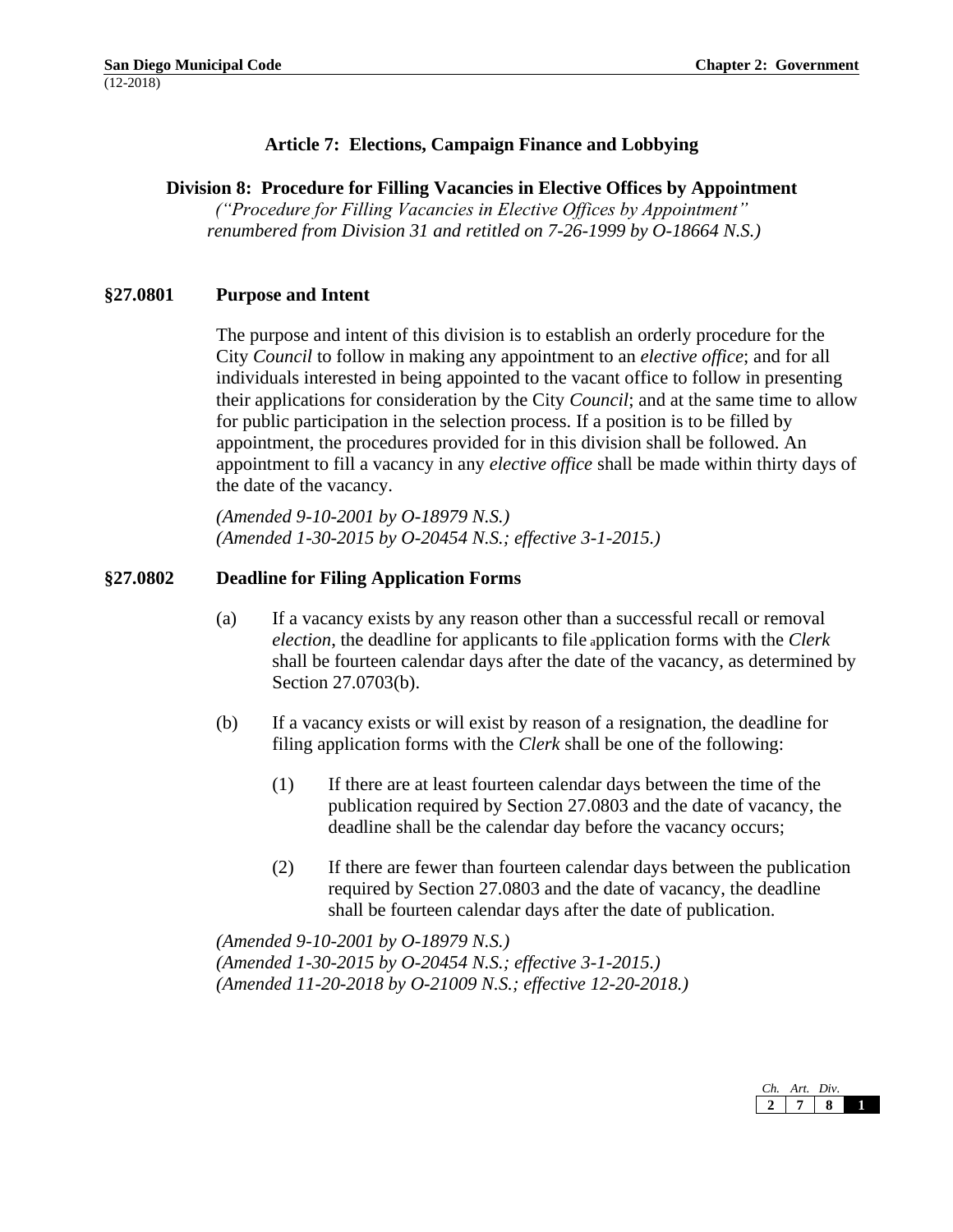## Article 7: Elections, Campaign Finance and Lobbying

### Division 8: Procedure for Filling Vacancies in Elective Offices by Appointment

*("Procedure for Filling Vacancies in Elective Offices by Appointment" renumbered from Division 31 and retitled on 7-26-1999 by O-18664 N.S.)*

**§27.0801 Purpose and Intent**

The purpose and intent of this division is to establish an orderly procedure for the City *Council* to follow in making any appointment to an *elective office*; and for all individuals interested in being appointed to the vacant office to follow in presenting their applications for consideration by the City *Council*; and at the same time to allow for public participation in the selection process. If a position is to be filled by appointment, the procedures provided for in this division shall be followed. An appointment to fill a vacancy in any *elective office* shall be made within thirty days of the date of the vacancy.

*(Amended 9-10-2001 by O-18979 N.S.)*
*(Amended 1-30-2015 by O-20454 N.S.; effective 3-1-2015.)*

**§27.0802 Deadline for Filing Application Forms**

(a) If a vacancy exists by any reason other than a successful recall or removal *election*, the deadline for applicants to file application forms with the *Clerk* shall be fourteen calendar days after the date of the vacancy, as determined by Section 27.0703(b).

(b) If a vacancy exists or will exist by reason of a resignation, the deadline for filing application forms with the *Clerk* shall be one of the following:

(1) If there are at least fourteen calendar days between the time of the publication required by Section 27.0803 and the date of vacancy, the deadline shall be the calendar day before the vacancy occurs;

(2) If there are fewer than fourteen calendar days between the publication required by Section 27.0803 and the date of vacancy, the deadline shall be fourteen calendar days after the date of publication.

*(Amended 9-10-2001 by O-18979 N.S.)*
*(Amended 1-30-2015 by O-20454 N.S.; effective 3-1-2015.)*
*(Amended 11-20-2018 by O-21009 N.S.; effective 12-20-2018.)*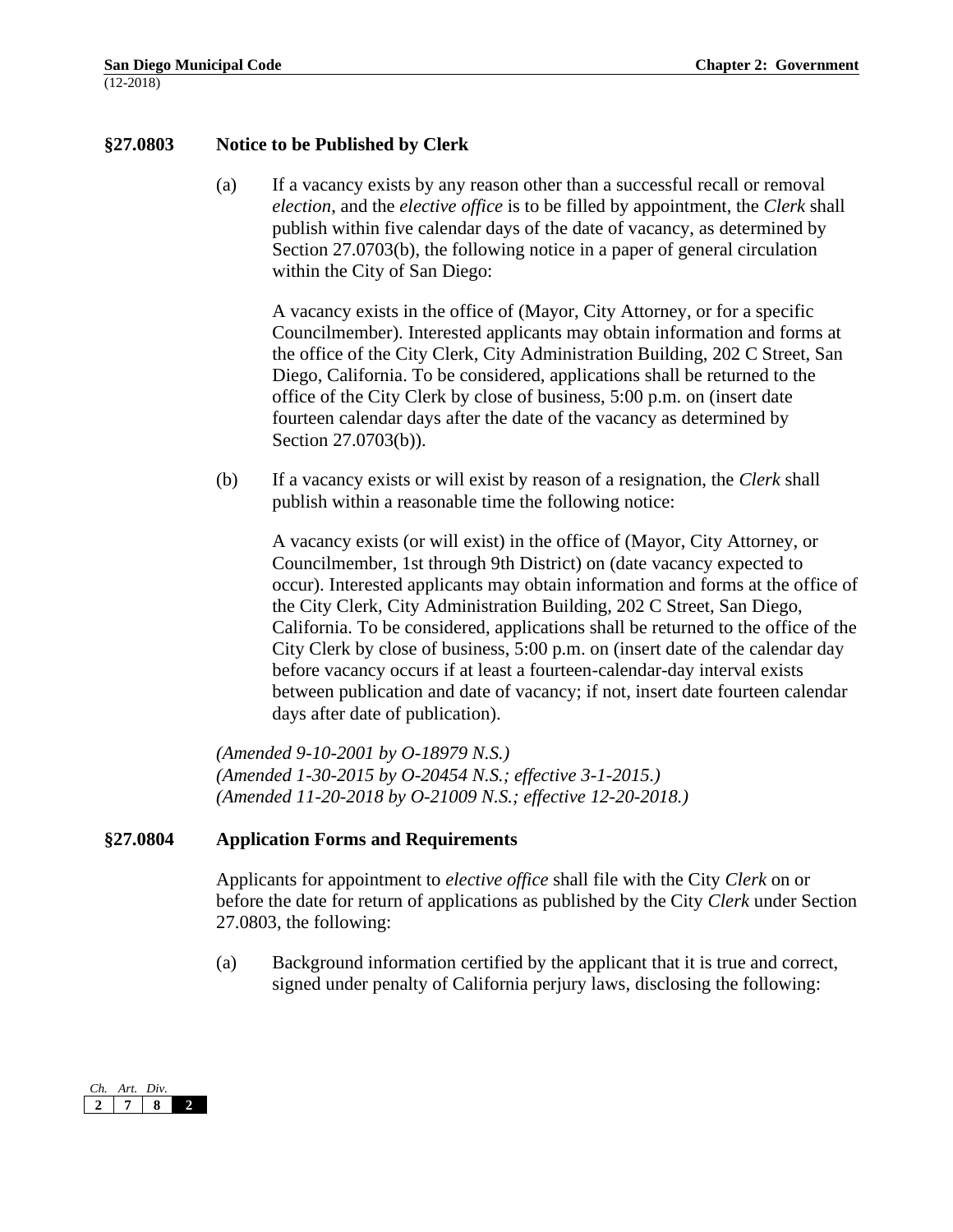### §27.0803 Notice to be Published by Clerk

(a) If a vacancy exists by any reason other than a successful recall or removal *election*, and the *elective office* is to be filled by appointment, the *Clerk* shall publish within five calendar days of the date of vacancy, as determined by Section 27.0703(b), the following notice in a paper of general circulation within the City of San Diego:

A vacancy exists in the office of (Mayor, City Attorney, or for a specific Councilmember). Interested applicants may obtain information and forms at the office of the City Clerk, City Administration Building, 202 C Street, San Diego, California. To be considered, applications shall be returned to the office of the City Clerk by close of business, 5:00 p.m. on (insert date fourteen calendar days after the date of the vacancy as determined by Section 27.0703(b)).

(b) If a vacancy exists or will exist by reason of a resignation, the *Clerk* shall publish within a reasonable time the following notice:

A vacancy exists (or will exist) in the office of (Mayor, City Attorney, or Councilmember, 1st through 9th District) on (date vacancy expected to occur). Interested applicants may obtain information and forms at the office of the City Clerk, City Administration Building, 202 C Street, San Diego, California. To be considered, applications shall be returned to the office of the City Clerk by close of business, 5:00 p.m. on (insert date of the calendar day before vacancy occurs if at least a fourteen-calendar-day interval exists between publication and date of vacancy; if not, insert date fourteen calendar days after date of publication).

*(Amended 9-10-2001 by O-18979 N.S.)*
*(Amended 1-30-2015 by O-20454 N.S.; effective 3-1-2015.)*
*(Amended 11-20-2018 by O-21009 N.S.; effective 12-20-2018.)*

### §27.0804 Application Forms and Requirements

Applicants for appointment to *elective office* shall file with the City *Clerk* on or before the date for return of applications as published by the City *Clerk* under Section 27.0803, the following:

(a) Background information certified by the applicant that it is true and correct, signed under penalty of California perjury laws, disclosing the following: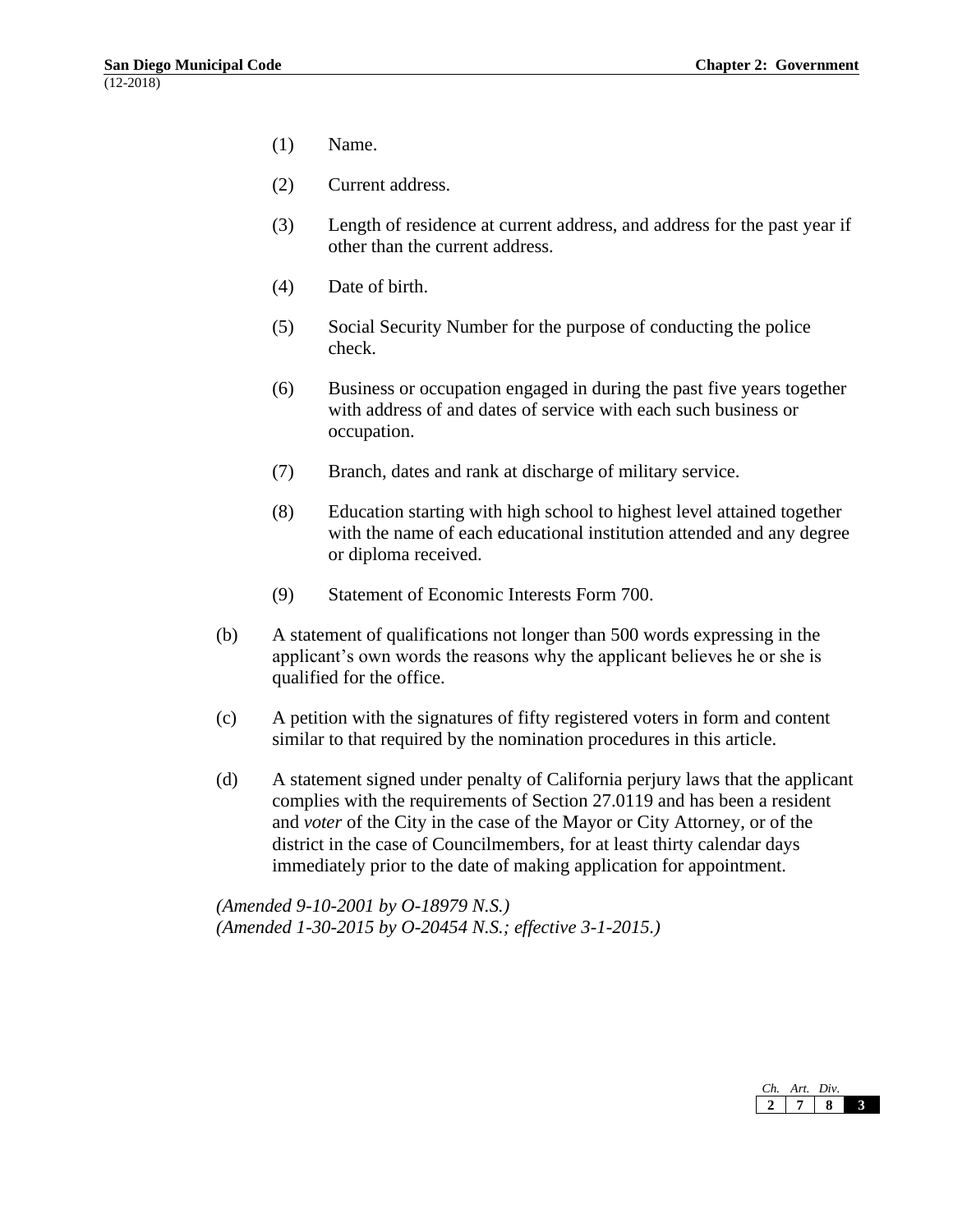(1) Name.

(2) Current address.

(3) Length of residence at current address, and address for the past year if other than the current address.

(4) Date of birth.

(5) Social Security Number for the purpose of conducting the police check.

(6) Business or occupation engaged in during the past five years together with address of and dates of service with each such business or occupation.

(7) Branch, dates and rank at discharge of military service.

(8) Education starting with high school to highest level attained together with the name of each educational institution attended and any degree or diploma received.

(9) Statement of Economic Interests Form 700.

(b) A statement of qualifications not longer than 500 words expressing in the applicant's own words the reasons why the applicant believes he or she is qualified for the office.

(c) A petition with the signatures of fifty registered voters in form and content similar to that required by the nomination procedures in this article.

(d) A statement signed under penalty of California perjury laws that the applicant complies with the requirements of Section 27.0119 and has been a resident and *voter* of the City in the case of the Mayor or City Attorney, or of the district in the case of Councilmembers, for at least thirty calendar days immediately prior to the date of making application for appointment.

*(Amended 9-10-2001 by O-18979 N.S.)*
*(Amended 1-30-2015 by O-20454 N.S.; effective 3-1-2015.)*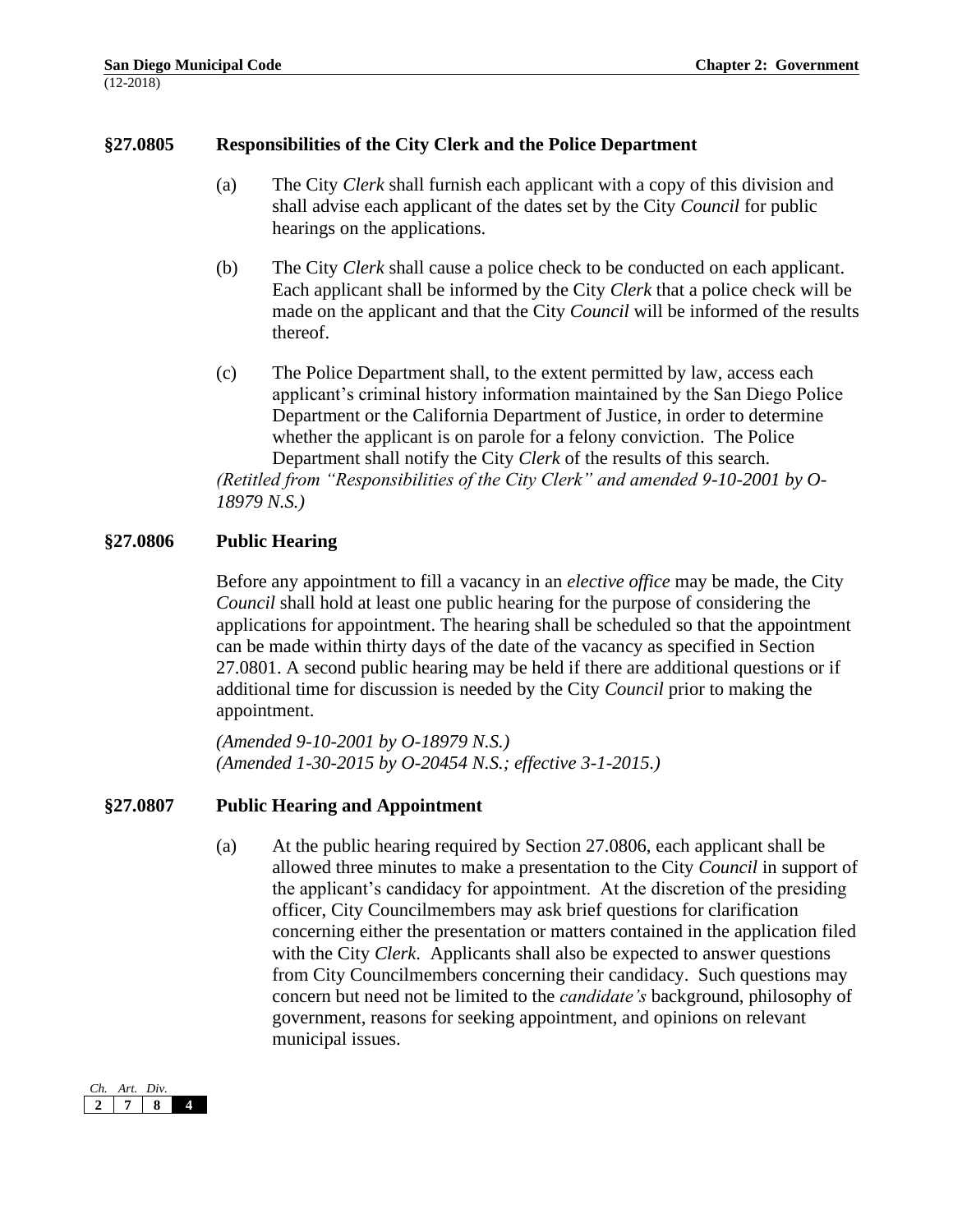### §27.0805 Responsibilities of the City Clerk and the Police Department

(a) The City *Clerk* shall furnish each applicant with a copy of this division and shall advise each applicant of the dates set by the City *Council* for public hearings on the applications.

(b) The City *Clerk* shall cause a police check to be conducted on each applicant. Each applicant shall be informed by the City *Clerk* that a police check will be made on the applicant and that the City *Council* will be informed of the results thereof.

(c) The Police Department shall, to the extent permitted by law, access each applicant's criminal history information maintained by the San Diego Police Department or the California Department of Justice, in order to determine whether the applicant is on parole for a felony conviction. The Police Department shall notify the City *Clerk* of the results of this search.

*(Retitled from "Responsibilities of the City Clerk" and amended 9-10-2001 by O-18979 N.S.)*

### §27.0806 Public Hearing

Before any appointment to fill a vacancy in an *elective office* may be made, the City *Council* shall hold at least one public hearing for the purpose of considering the applications for appointment. The hearing shall be scheduled so that the appointment can be made within thirty days of the date of the vacancy as specified in Section 27.0801. A second public hearing may be held if there are additional questions or if additional time for discussion is needed by the City *Council* prior to making the appointment.

*(Amended 9-10-2001 by O-18979 N.S.)*
*(Amended 1-30-2015 by O-20454 N.S.; effective 3-1-2015.)*

### §27.0807 Public Hearing and Appointment

(a) At the public hearing required by Section 27.0806, each applicant shall be allowed three minutes to make a presentation to the City *Council* in support of the applicant's candidacy for appointment. At the discretion of the presiding officer, City Councilmembers may ask brief questions for clarification concerning either the presentation or matters contained in the application filed with the City *Clerk*. Applicants shall also be expected to answer questions from City Councilmembers concerning their candidacy. Such questions may concern but need not be limited to the *candidate's* background, philosophy of government, reasons for seeking appointment, and opinions on relevant municipal issues.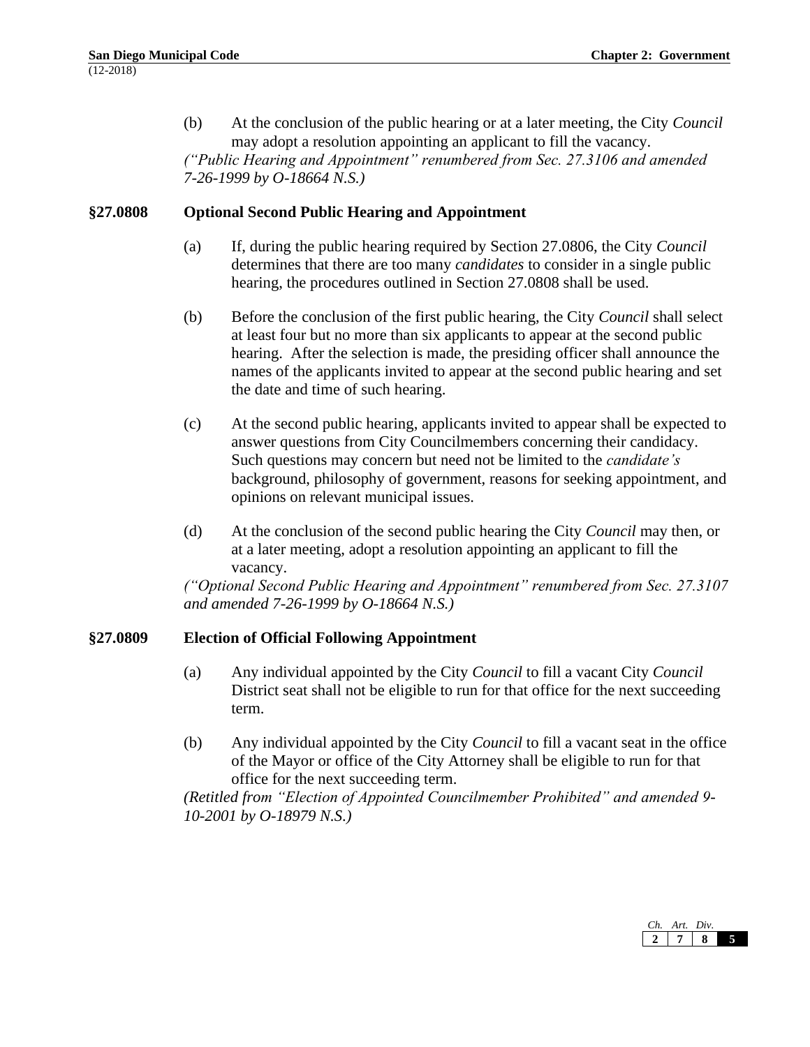(b) At the conclusion of the public hearing or at a later meeting, the City *Council* may adopt a resolution appointing an applicant to fill the vacancy.

*("Public Hearing and Appointment" renumbered from Sec. 27.3106 and amended 7-26-1999 by O-18664 N.S.)*

### §27.0808 Optional Second Public Hearing and Appointment

(a) If, during the public hearing required by Section 27.0806, the City *Council* determines that there are too many *candidates* to consider in a single public hearing, the procedures outlined in Section 27.0808 shall be used.

(b) Before the conclusion of the first public hearing, the City *Council* shall select at least four but no more than six applicants to appear at the second public hearing. After the selection is made, the presiding officer shall announce the names of the applicants invited to appear at the second public hearing and set the date and time of such hearing.

(c) At the second public hearing, applicants invited to appear shall be expected to answer questions from City Councilmembers concerning their candidacy. Such questions may concern but need not be limited to the *candidate's* background, philosophy of government, reasons for seeking appointment, and opinions on relevant municipal issues.

(d) At the conclusion of the second public hearing the City *Council* may then, or at a later meeting, adopt a resolution appointing an applicant to fill the vacancy.

*("Optional Second Public Hearing and Appointment" renumbered from Sec. 27.3107 and amended 7-26-1999 by O-18664 N.S.)*

### §27.0809 Election of Official Following Appointment

(a) Any individual appointed by the City *Council* to fill a vacant City *Council* District seat shall not be eligible to run for that office for the next succeeding term.

(b) Any individual appointed by the City *Council* to fill a vacant seat in the office of the Mayor or office of the City Attorney shall be eligible to run for that office for the next succeeding term.

*(Retitled from "Election of Appointed Councilmember Prohibited" and amended 9-10-2001 by O-18979 N.S.)*